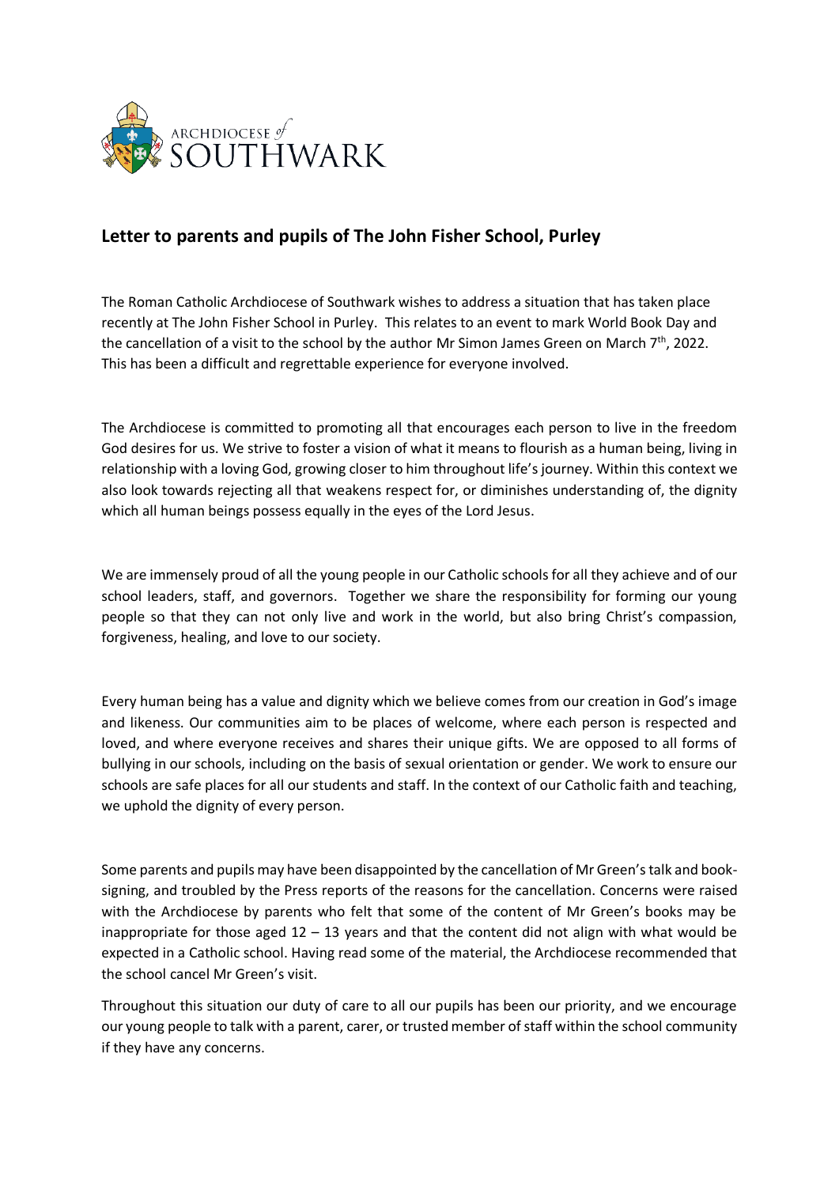ARCHDIOCESE of SOUTHWARK

## Letter to parents and pupils of The John Fisher School, Purley

The Roman Catholic Archdiocese of Southwark wishes to address a situation that has taken place recently at The John Fisher School in Purley. This relates to an event to mark World Book Day and the cancellation of a visit to the school by the author Mr Simon James Green on March 7th, 2022. This has been a difficult and regrettable experience for everyone involved.

The Archdiocese is committed to promoting all that encourages each person to live in the freedom God desires for us. We strive to foster a vision of what it means to flourish as a human being, living in relationship with a loving God, growing closer to him throughout life's journey. Within this context we also look towards rejecting all that weakens respect for, or diminishes understanding of, the dignity which all human beings possess equally in the eyes of the Lord Jesus.

We are immensely proud of all the young people in our Catholic schools for all they achieve and of our school leaders, staff, and governors. Together we share the responsibility for forming our young people so that they can not only live and work in the world, but also bring Christ's compassion, forgiveness, healing, and love to our society.

Every human being has a value and dignity which we believe comes from our creation in God's image and likeness. Our communities aim to be places of welcome, where each person is respected and loved, and where everyone receives and shares their unique gifts. We are opposed to all forms of bullying in our schools, including on the basis of sexual orientation or gender. We work to ensure our schools are safe places for all our students and staff. In the context of our Catholic faith and teaching, we uphold the dignity of every person.

Some parents and pupils may have been disappointed by the cancellation of Mr Green's talk and book-signing, and troubled by the Press reports of the reasons for the cancellation. Concerns were raised with the Archdiocese by parents who felt that some of the content of Mr Green's books may be inappropriate for those aged 12 – 13 years and that the content did not align with what would be expected in a Catholic school. Having read some of the material, the Archdiocese recommended that the school cancel Mr Green's visit.

Throughout this situation our duty of care to all our pupils has been our priority, and we encourage our young people to talk with a parent, carer, or trusted member of staff within the school community if they have any concerns.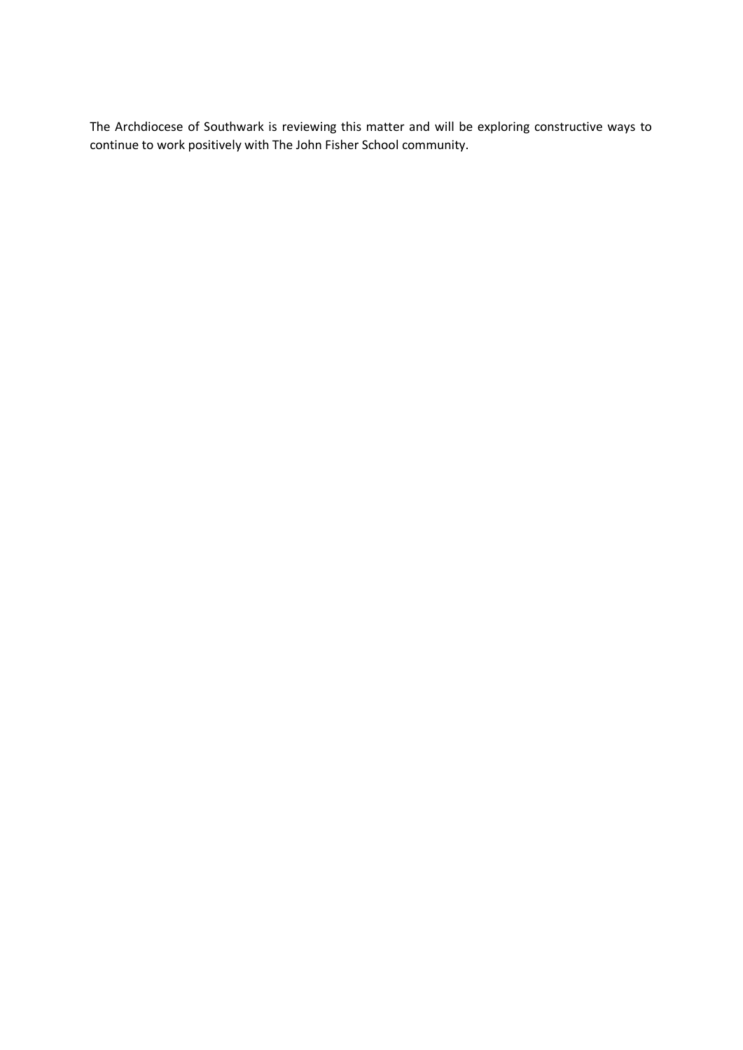The Archdiocese of Southwark is reviewing this matter and will be exploring constructive ways to continue to work positively with The John Fisher School community.